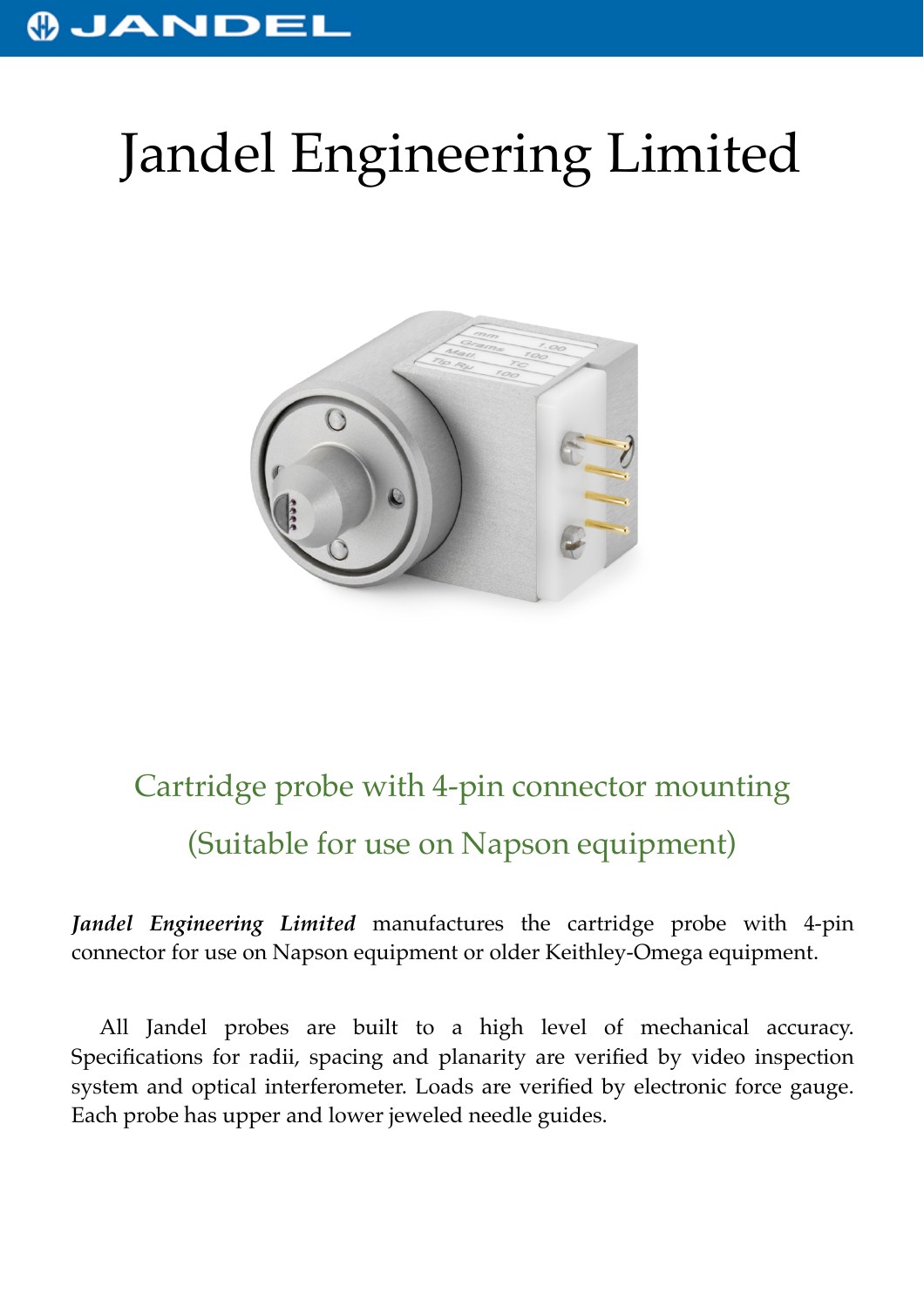# Jandel Engineering Limited

## Cartridge probe with 4-pin connector mounting

## (Suitable for use on Napson equipment)

***Jandel Engineering Limited*** manufactures the cartridge probe with 4-pin connector for use on Napson equipment or older Keithley-Omega equipment.

All Jandel probes are built to a high level of mechanical accuracy. Specifications for radii, spacing and planarity are verified by video inspection system and optical interferometer. Loads are verified by electronic force gauge. Each probe has upper and lower jeweled needle guides.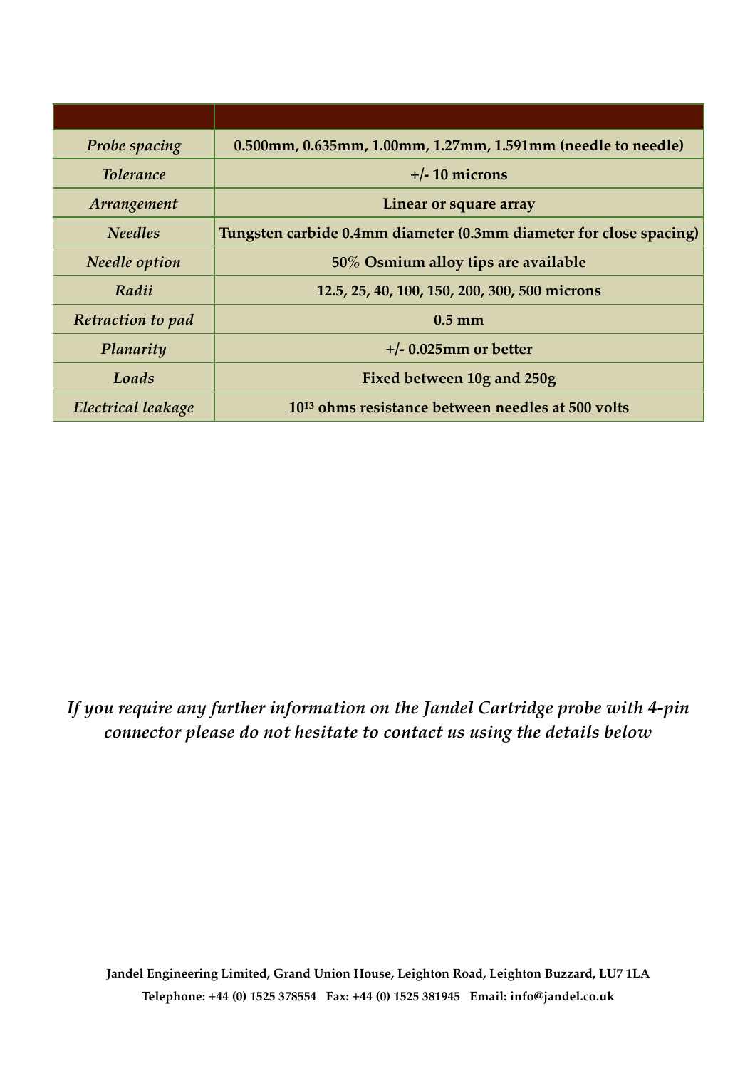| | |
|---|---|
| *Probe spacing* | **0.500mm, 0.635mm, 1.00mm, 1.27mm, 1.591mm (needle to needle)** |
| *Tolerance* | **+/- 10 microns** |
| *Arrangement* | **Linear or square array** |
| *Needles* | **Tungsten carbide 0.4mm diameter (0.3mm diameter for close spacing)** |
| *Needle option* | **50% Osmium alloy tips are available** |
| *Radii* | **12.5, 25, 40, 100, 150, 200, 300, 500 microns** |
| *Retraction to pad* | **0.5 mm** |
| *Planarity* | **+/- 0.025mm or better** |
| *Loads* | **Fixed between 10g and 250g** |
| *Electrical leakage* | **$10^{13}$ ohms resistance between needles at 500 volts** |

*If you require any further information on the Jandel Cartridge probe with 4-pin connector please do not hesitate to contact us using the details below*

**Jandel Engineering Limited, Grand Union House, Leighton Road, Leighton Buzzard, LU7 1LA**

**Telephone: +44 (0) 1525 378554   Fax: +44 (0) 1525 381945   Email: info@jandel.co.uk**